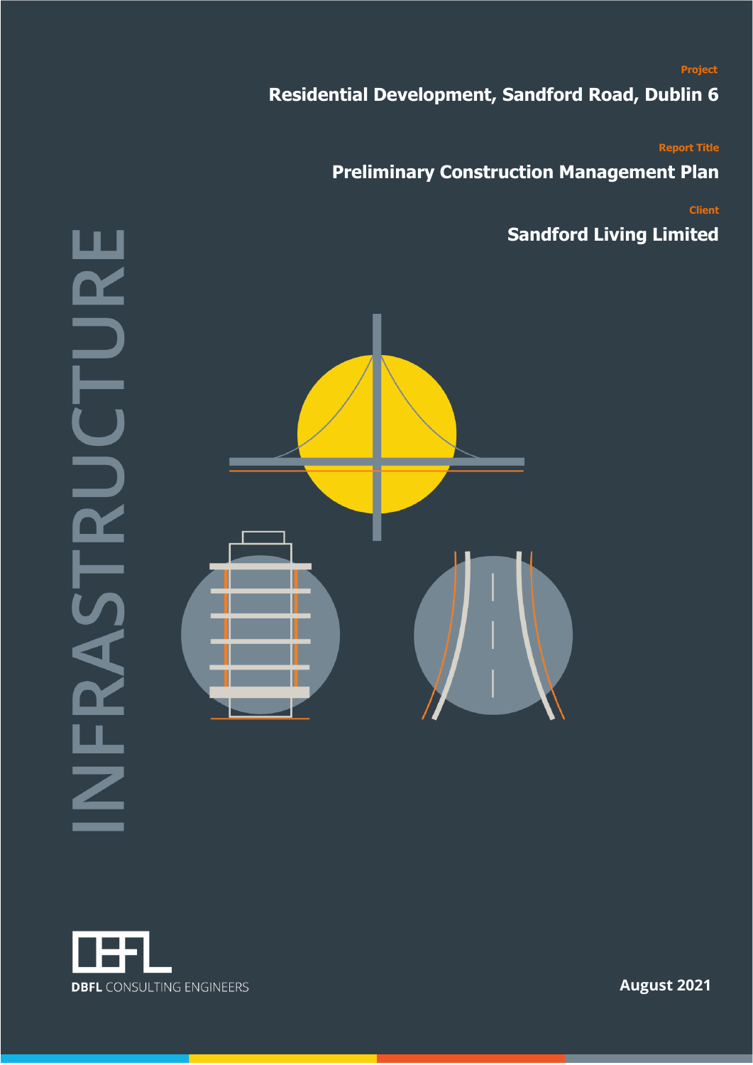INFRASTRUCTURE

Project

**Residential Development, Sandford Road, Dublin 6**

Report Title

# Preliminary Construction Management Plan

Client

**Sandford Living Limited**

DBFL CONSULTING ENGINEERS

**August 2021**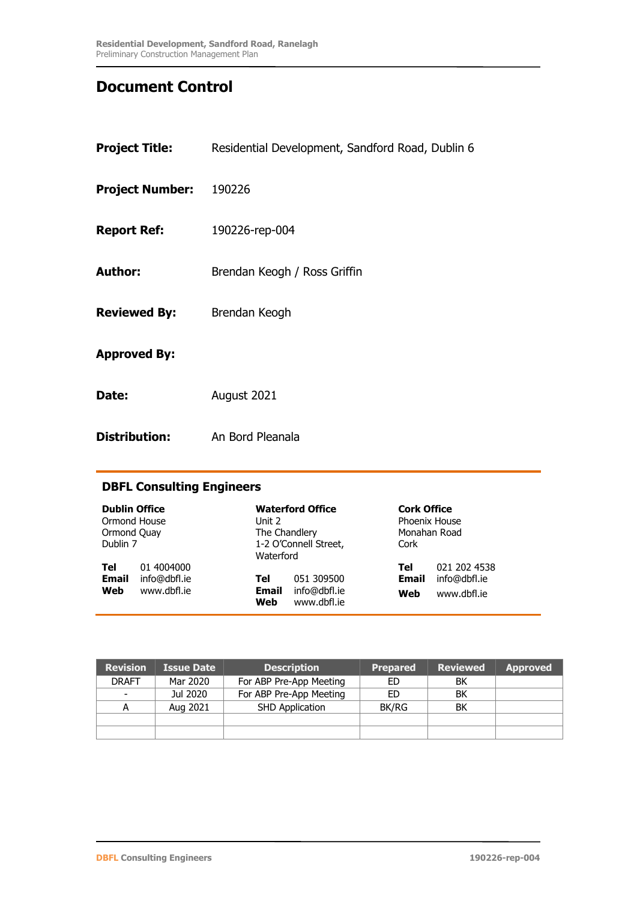# Document Control

**Project Title:** Residential Development, Sandford Road, Dublin 6

**Project Number:** 190226

**Report Ref:** 190226-rep-004

**Author:** Brendan Keogh / Ross Griffin

**Reviewed By:** Brendan Keogh

**Approved By:**

**Date:** August 2021

**Distribution:** An Bord Pleanala

## DBFL Consulting Engineers

**Dublin Office**
Ormond House
Ormond Quay
Dublin 7

**Tel** 01 4004000
**Email** info@dbfl.ie
**Web** www.dbfl.ie

**Waterford Office**
Unit 2
The Chandlery
1-2 O'Connell Street,
Waterford

**Tel** 051 309500
**Email** info@dbfl.ie
**Web** www.dbfl.ie

**Cork Office**
Phoenix House
Monahan Road
Cork

**Tel** 021 202 4538
**Email** info@dbfl.ie
**Web** www.dbfl.ie

| Revision | Issue Date | Description | Prepared | Reviewed | Approved |
|---|---|---|---|---|---|
| DRAFT | Mar 2020 | For ABP Pre-App Meeting | ED | BK | |
| - | Jul 2020 | For ABP Pre-App Meeting | ED | BK | |
| A | Aug 2021 | SHD Application | BK/RG | BK | |
| | | | | | |
| | | | | | |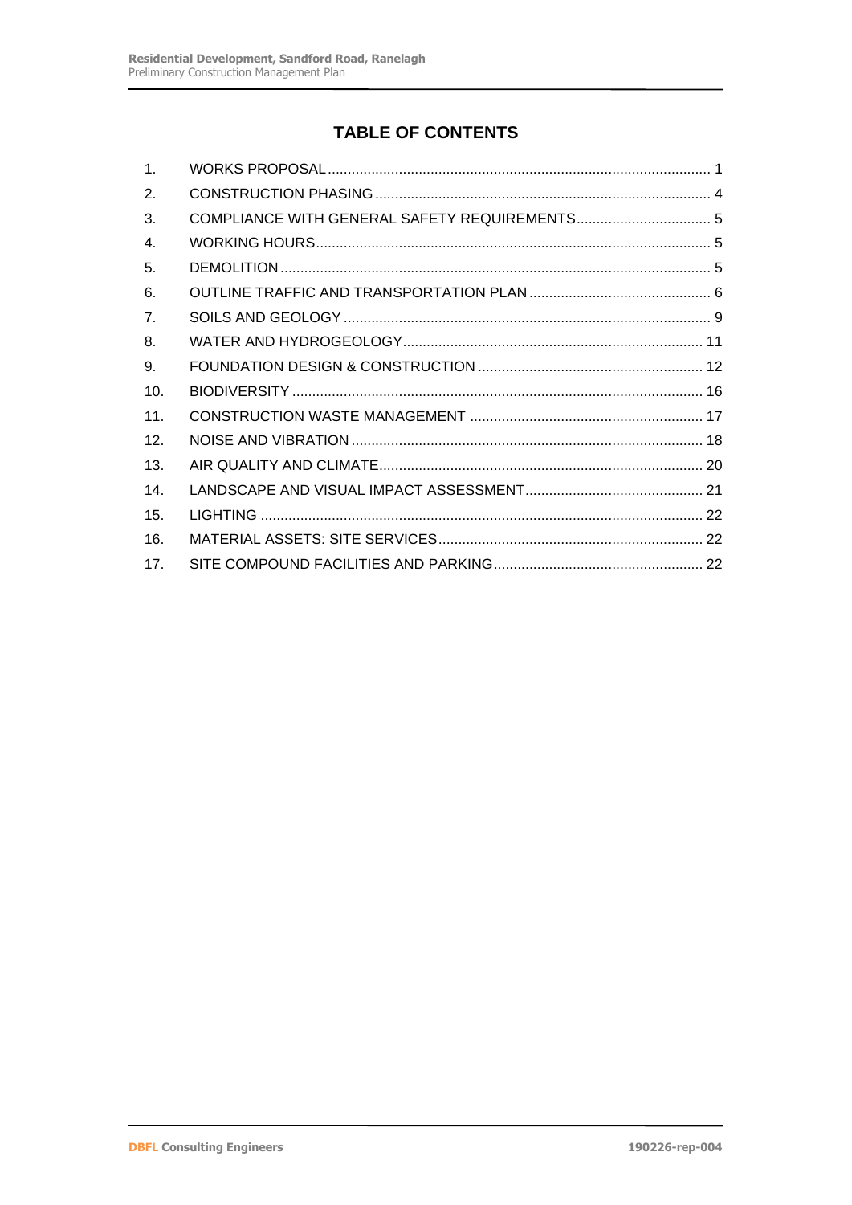# TABLE OF CONTENTS

| | | |
|---|---|---|
| 1. | WORKS PROPOSAL | 1 |
| 2. | CONSTRUCTION PHASING | 4 |
| 3. | COMPLIANCE WITH GENERAL SAFETY REQUIREMENTS | 5 |
| 4. | WORKING HOURS | 5 |
| 5. | DEMOLITION | 5 |
| 6. | OUTLINE TRAFFIC AND TRANSPORTATION PLAN | 6 |
| 7. | SOILS AND GEOLOGY | 9 |
| 8. | WATER AND HYDROGEOLOGY | 11 |
| 9. | FOUNDATION DESIGN & CONSTRUCTION | 12 |
| 10. | BIODIVERSITY | 16 |
| 11. | CONSTRUCTION WASTE MANAGEMENT | 17 |
| 12. | NOISE AND VIBRATION | 18 |
| 13. | AIR QUALITY AND CLIMATE | 20 |
| 14. | LANDSCAPE AND VISUAL IMPACT ASSESSMENT | 21 |
| 15. | LIGHTING | 22 |
| 16. | MATERIAL ASSETS: SITE SERVICES | 22 |
| 17. | SITE COMPOUND FACILITIES AND PARKING | 22 |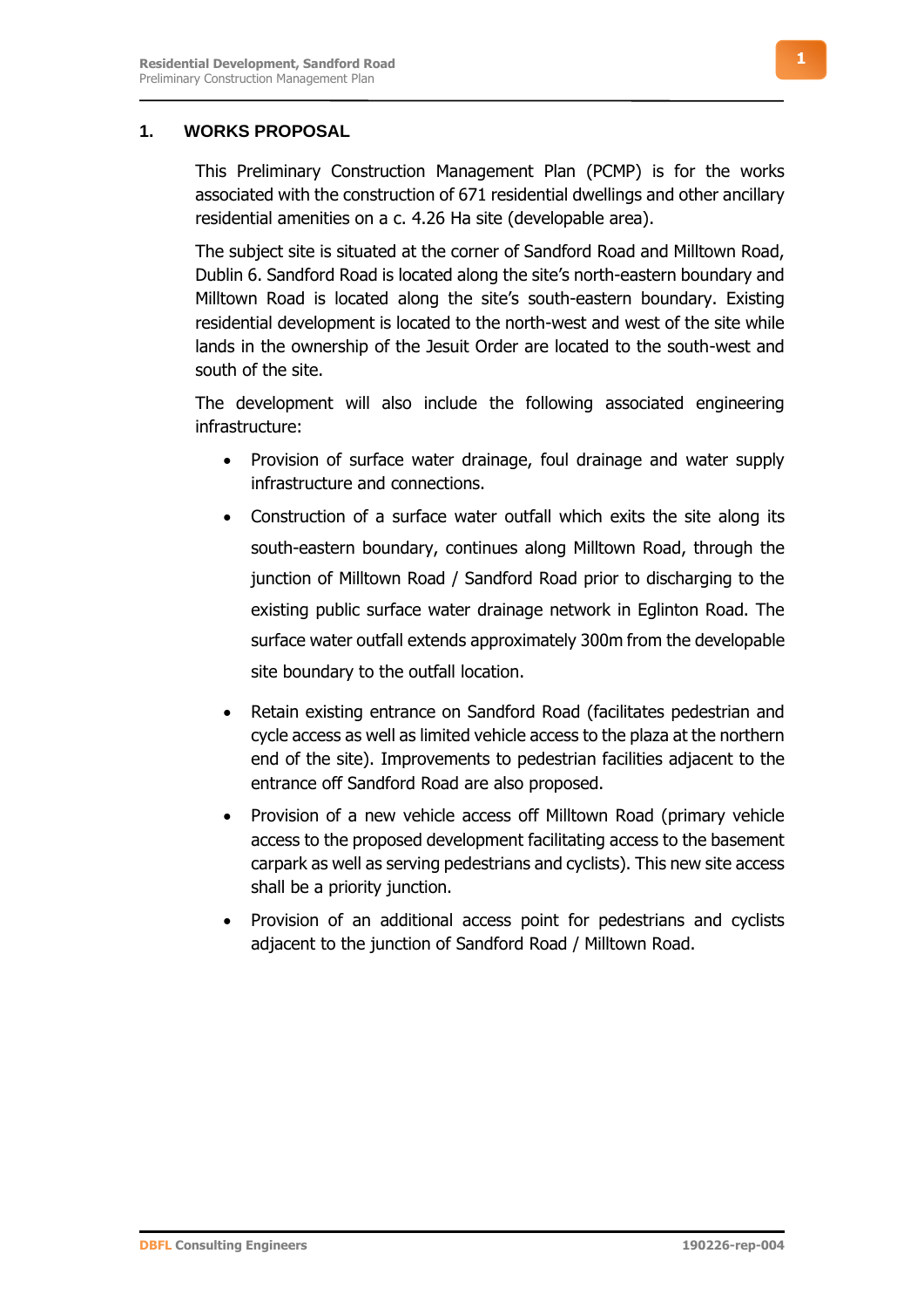## 1. WORKS PROPOSAL

This Preliminary Construction Management Plan (PCMP) is for the works associated with the construction of 671 residential dwellings and other ancillary residential amenities on a c. 4.26 Ha site (developable area).

The subject site is situated at the corner of Sandford Road and Milltown Road, Dublin 6. Sandford Road is located along the site's north-eastern boundary and Milltown Road is located along the site's south-eastern boundary. Existing residential development is located to the north-west and west of the site while lands in the ownership of the Jesuit Order are located to the south-west and south of the site.

The development will also include the following associated engineering infrastructure:

- Provision of surface water drainage, foul drainage and water supply infrastructure and connections.
- Construction of a surface water outfall which exits the site along its south-eastern boundary, continues along Milltown Road, through the junction of Milltown Road / Sandford Road prior to discharging to the existing public surface water drainage network in Eglinton Road. The surface water outfall extends approximately 300m from the developable site boundary to the outfall location.
- Retain existing entrance on Sandford Road (facilitates pedestrian and cycle access as well as limited vehicle access to the plaza at the northern end of the site). Improvements to pedestrian facilities adjacent to the entrance off Sandford Road are also proposed.
- Provision of a new vehicle access off Milltown Road (primary vehicle access to the proposed development facilitating access to the basement carpark as well as serving pedestrians and cyclists). This new site access shall be a priority junction.
- Provision of an additional access point for pedestrians and cyclists adjacent to the junction of Sandford Road / Milltown Road.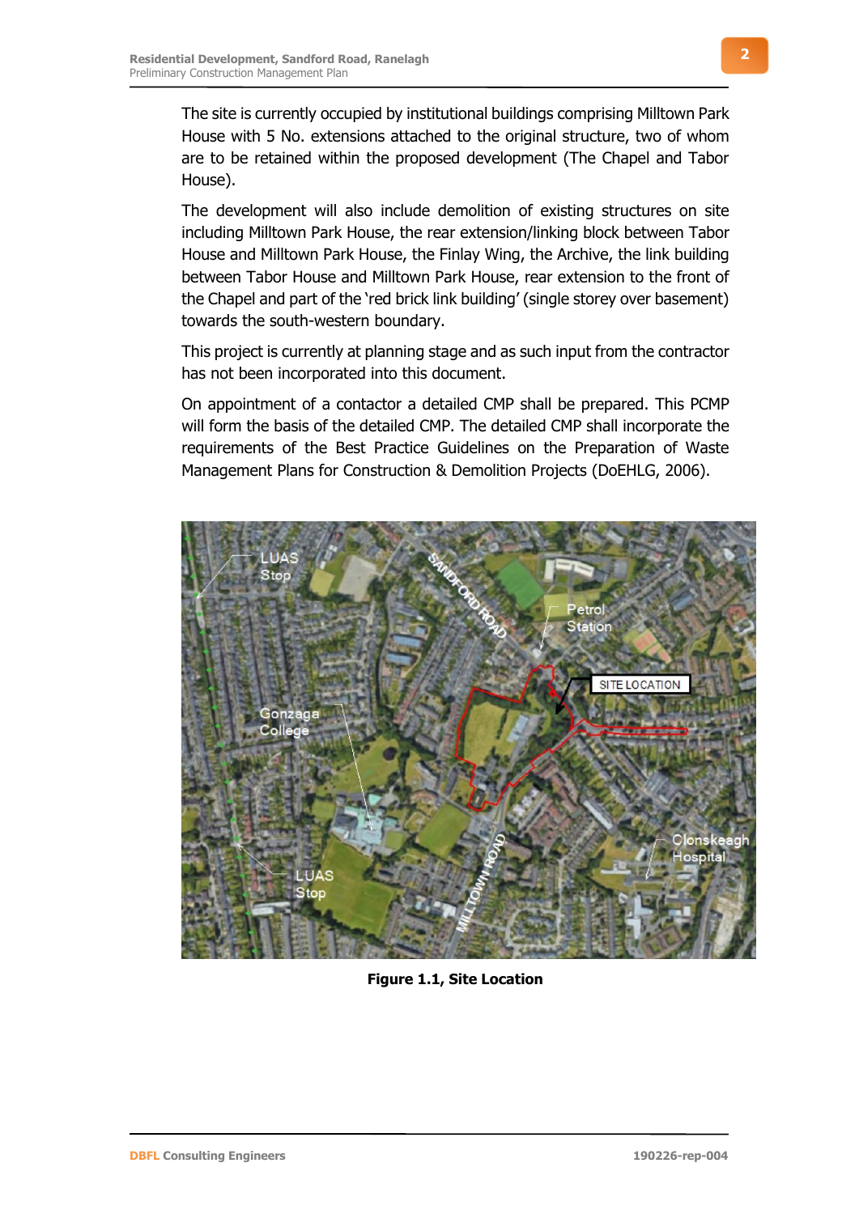The site is currently occupied by institutional buildings comprising Milltown Park House with 5 No. extensions attached to the original structure, two of whom are to be retained within the proposed development (The Chapel and Tabor House).

The development will also include demolition of existing structures on site including Milltown Park House, the rear extension/linking block between Tabor House and Milltown Park House, the Finlay Wing, the Archive, the link building between Tabor House and Milltown Park House, rear extension to the front of the Chapel and part of the 'red brick link building' (single storey over basement) towards the south-western boundary.

This project is currently at planning stage and as such input from the contractor has not been incorporated into this document.

On appointment of a contactor a detailed CMP shall be prepared. This PCMP will form the basis of the detailed CMP. The detailed CMP shall incorporate the requirements of the Best Practice Guidelines on the Preparation of Waste Management Plans for Construction & Demolition Projects (DoEHLG, 2006).

**Figure 1.1, Site Location**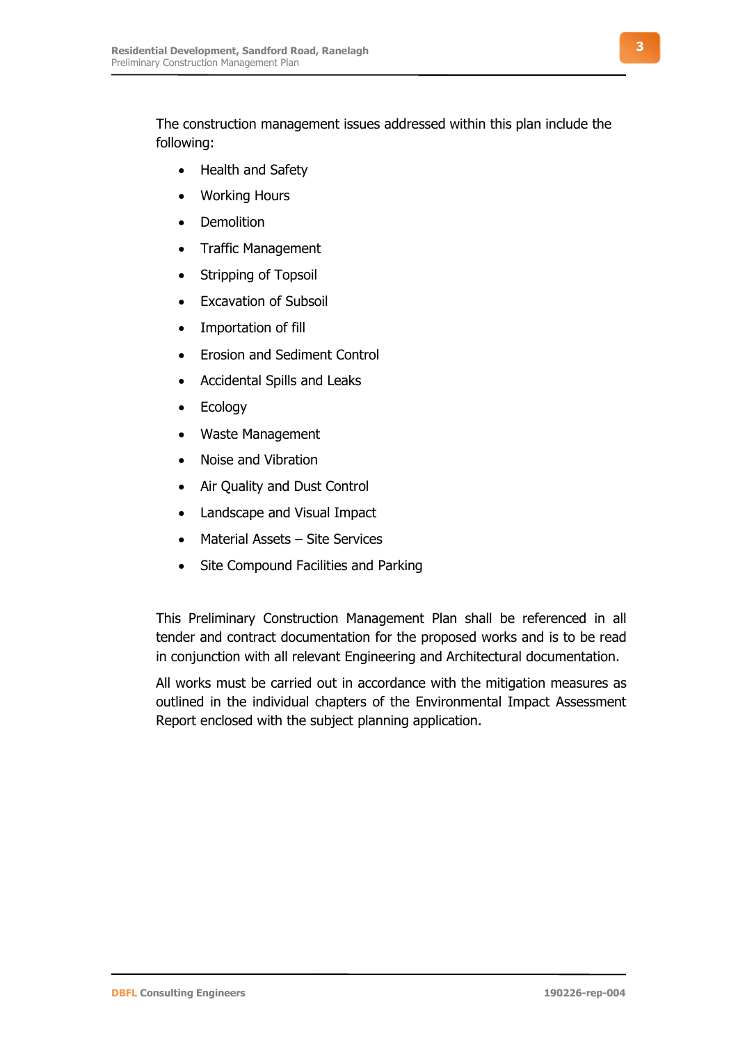The construction management issues addressed within this plan include the following:

- Health and Safety
- Working Hours
- Demolition
- Traffic Management
- Stripping of Topsoil
- Excavation of Subsoil
- Importation of fill
- Erosion and Sediment Control
- Accidental Spills and Leaks
- Ecology
- Waste Management
- Noise and Vibration
- Air Quality and Dust Control
- Landscape and Visual Impact
- Material Assets – Site Services
- Site Compound Facilities and Parking

This Preliminary Construction Management Plan shall be referenced in all tender and contract documentation for the proposed works and is to be read in conjunction with all relevant Engineering and Architectural documentation.

All works must be carried out in accordance with the mitigation measures as outlined in the individual chapters of the Environmental Impact Assessment Report enclosed with the subject planning application.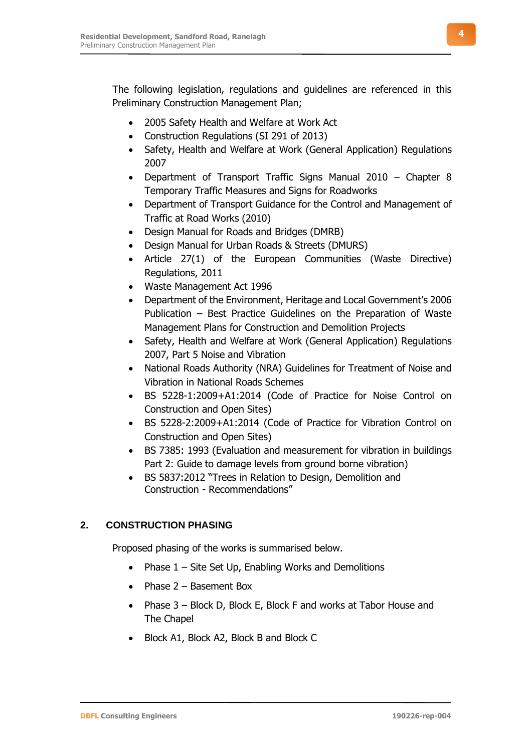The following legislation, regulations and guidelines are referenced in this Preliminary Construction Management Plan;

- 2005 Safety Health and Welfare at Work Act
- Construction Regulations (SI 291 of 2013)
- Safety, Health and Welfare at Work (General Application) Regulations 2007
- Department of Transport Traffic Signs Manual 2010 – Chapter 8 Temporary Traffic Measures and Signs for Roadworks
- Department of Transport Guidance for the Control and Management of Traffic at Road Works (2010)
- Design Manual for Roads and Bridges (DMRB)
- Design Manual for Urban Roads & Streets (DMURS)
- Article 27(1) of the European Communities (Waste Directive) Regulations, 2011
- Waste Management Act 1996
- Department of the Environment, Heritage and Local Government's 2006 Publication – Best Practice Guidelines on the Preparation of Waste Management Plans for Construction and Demolition Projects
- Safety, Health and Welfare at Work (General Application) Regulations 2007, Part 5 Noise and Vibration
- National Roads Authority (NRA) Guidelines for Treatment of Noise and Vibration in National Roads Schemes
- BS 5228-1:2009+A1:2014 (Code of Practice for Noise Control on Construction and Open Sites)
- BS 5228-2:2009+A1:2014 (Code of Practice for Vibration Control on Construction and Open Sites)
- BS 7385: 1993 (Evaluation and measurement for vibration in buildings Part 2: Guide to damage levels from ground borne vibration)
- BS 5837:2012 "Trees in Relation to Design, Demolition and Construction - Recommendations"

## 2. CONSTRUCTION PHASING

Proposed phasing of the works is summarised below.

- Phase 1 – Site Set Up, Enabling Works and Demolitions
- Phase 2 – Basement Box
- Phase 3 – Block D, Block E, Block F and works at Tabor House and The Chapel
- Block A1, Block A2, Block B and Block C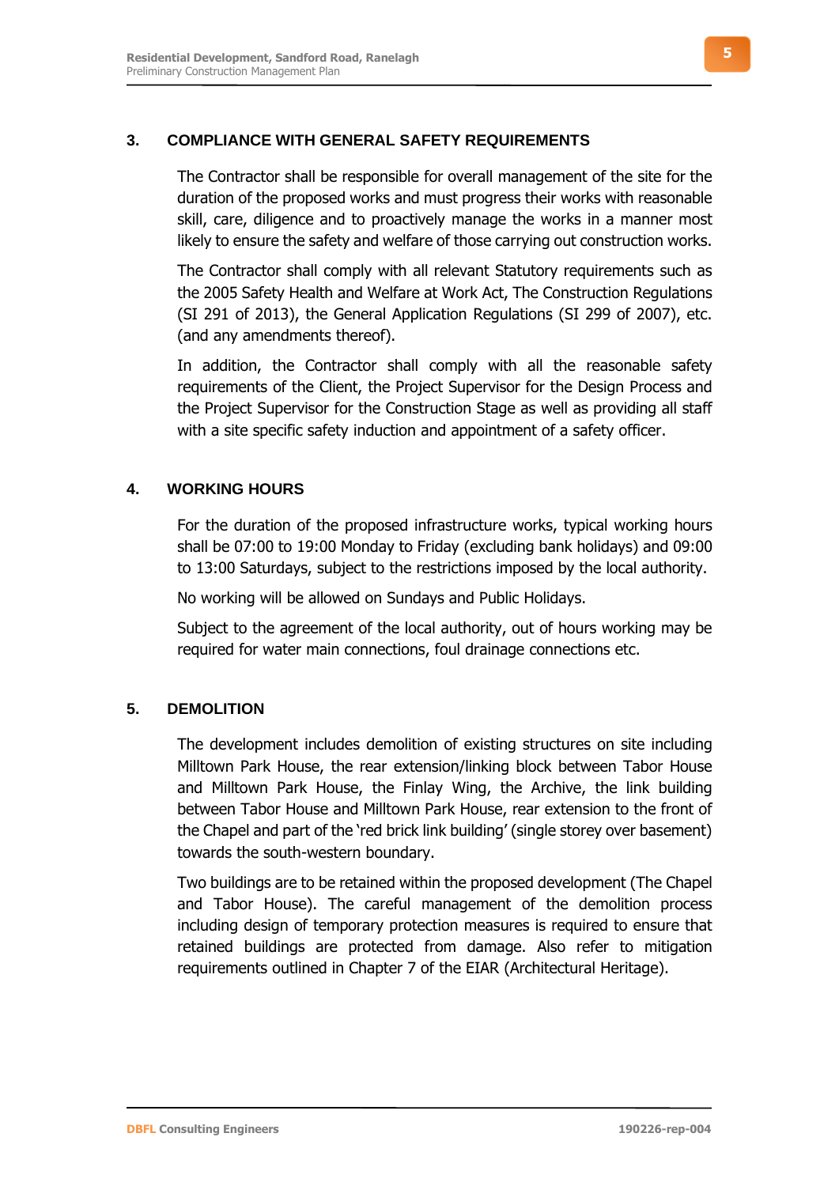## 3. COMPLIANCE WITH GENERAL SAFETY REQUIREMENTS

The Contractor shall be responsible for overall management of the site for the duration of the proposed works and must progress their works with reasonable skill, care, diligence and to proactively manage the works in a manner most likely to ensure the safety and welfare of those carrying out construction works.

The Contractor shall comply with all relevant Statutory requirements such as the 2005 Safety Health and Welfare at Work Act, The Construction Regulations (SI 291 of 2013), the General Application Regulations (SI 299 of 2007), etc. (and any amendments thereof).

In addition, the Contractor shall comply with all the reasonable safety requirements of the Client, the Project Supervisor for the Design Process and the Project Supervisor for the Construction Stage as well as providing all staff with a site specific safety induction and appointment of a safety officer.

## 4. WORKING HOURS

For the duration of the proposed infrastructure works, typical working hours shall be 07:00 to 19:00 Monday to Friday (excluding bank holidays) and 09:00 to 13:00 Saturdays, subject to the restrictions imposed by the local authority.

No working will be allowed on Sundays and Public Holidays.

Subject to the agreement of the local authority, out of hours working may be required for water main connections, foul drainage connections etc.

## 5. DEMOLITION

The development includes demolition of existing structures on site including Milltown Park House, the rear extension/linking block between Tabor House and Milltown Park House, the Finlay Wing, the Archive, the link building between Tabor House and Milltown Park House, rear extension to the front of the Chapel and part of the 'red brick link building' (single storey over basement) towards the south-western boundary.

Two buildings are to be retained within the proposed development (The Chapel and Tabor House). The careful management of the demolition process including design of temporary protection measures is required to ensure that retained buildings are protected from damage. Also refer to mitigation requirements outlined in Chapter 7 of the EIAR (Architectural Heritage).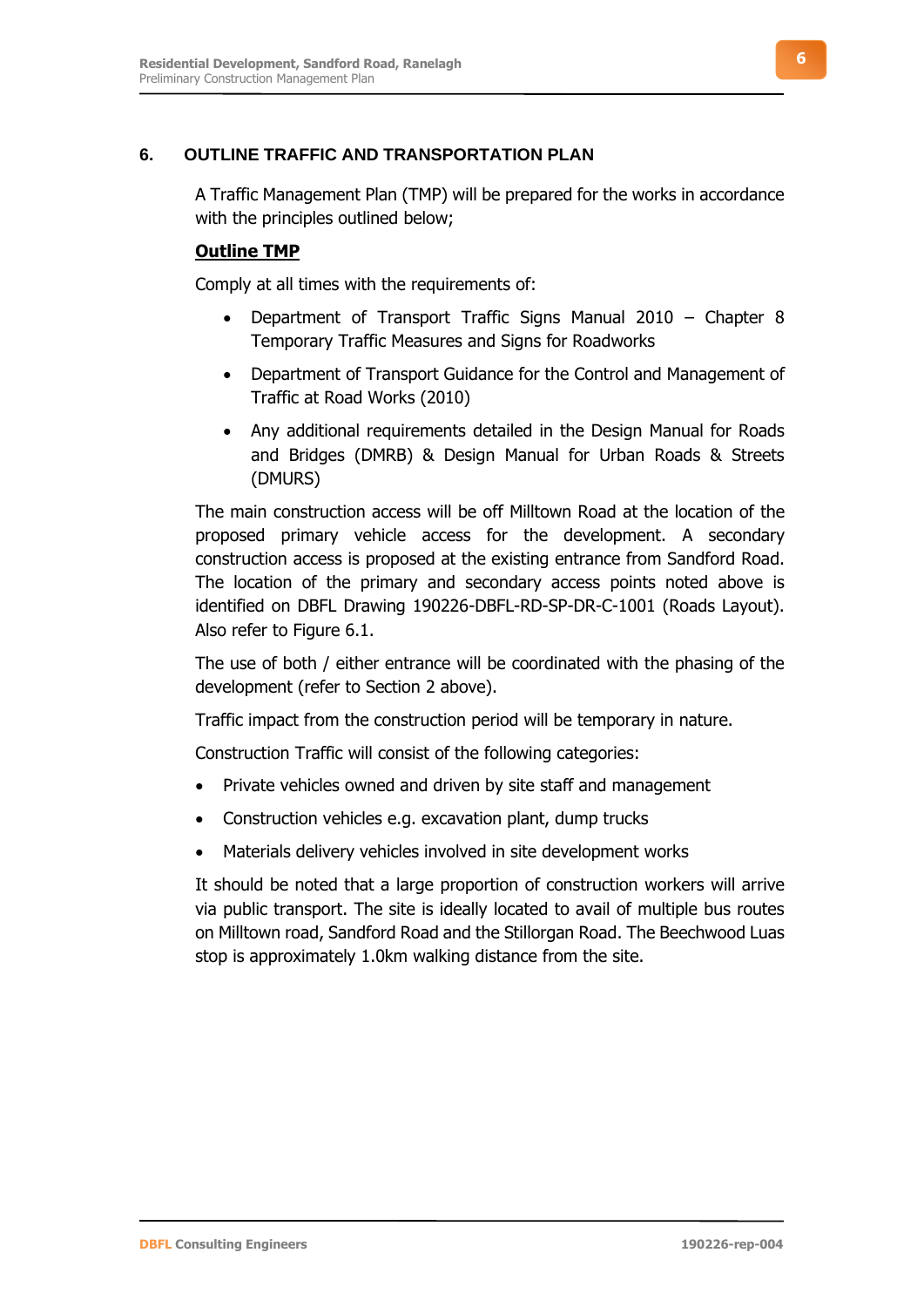## 6. OUTLINE TRAFFIC AND TRANSPORTATION PLAN

A Traffic Management Plan (TMP) will be prepared for the works in accordance with the principles outlined below;

**Outline TMP**

Comply at all times with the requirements of:

- Department of Transport Traffic Signs Manual 2010 – Chapter 8 Temporary Traffic Measures and Signs for Roadworks
- Department of Transport Guidance for the Control and Management of Traffic at Road Works (2010)
- Any additional requirements detailed in the Design Manual for Roads and Bridges (DMRB) & Design Manual for Urban Roads & Streets (DMURS)

The main construction access will be off Milltown Road at the location of the proposed primary vehicle access for the development. A secondary construction access is proposed at the existing entrance from Sandford Road. The location of the primary and secondary access points noted above is identified on DBFL Drawing 190226-DBFL-RD-SP-DR-C-1001 (Roads Layout). Also refer to Figure 6.1.

The use of both / either entrance will be coordinated with the phasing of the development (refer to Section 2 above).

Traffic impact from the construction period will be temporary in nature.

Construction Traffic will consist of the following categories:

- Private vehicles owned and driven by site staff and management
- Construction vehicles e.g. excavation plant, dump trucks
- Materials delivery vehicles involved in site development works

It should be noted that a large proportion of construction workers will arrive via public transport. The site is ideally located to avail of multiple bus routes on Milltown road, Sandford Road and the Stillorgan Road. The Beechwood Luas stop is approximately 1.0km walking distance from the site.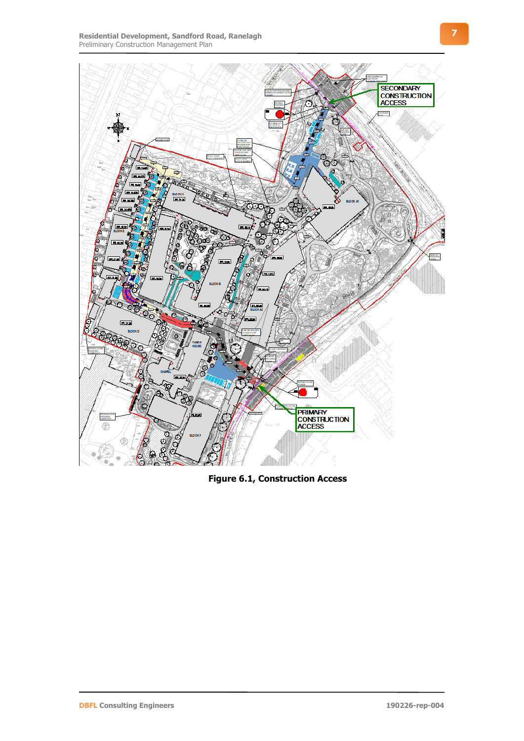SECONDARY CONSTRUCTION ACCESS

PRIMARY CONSTRUCTION ACCESS

BLOCK A1

BLOCK A2

BLOCK B

BLOCK C

BLOCK D

BLOCK E

BLOCK F

TABOR HOUSE

CHAPEL

**Figure 6.1, Construction Access**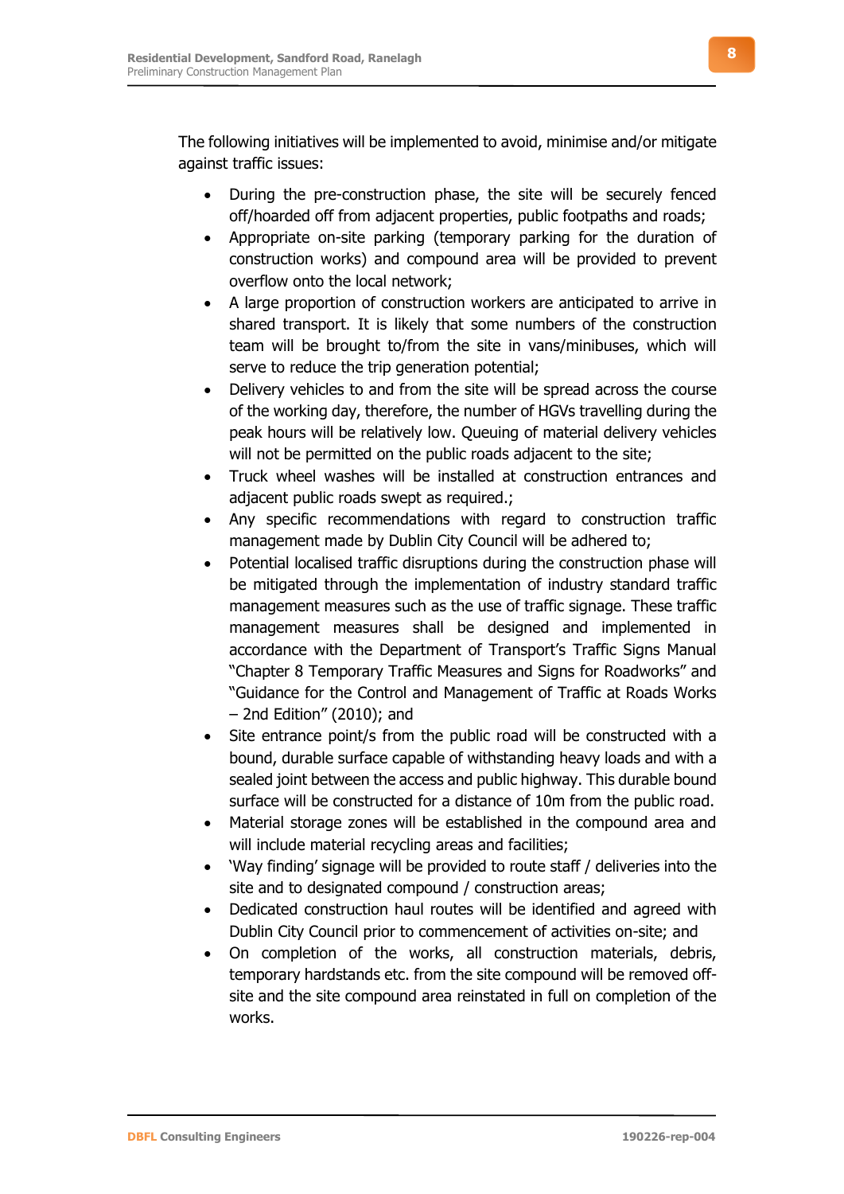The following initiatives will be implemented to avoid, minimise and/or mitigate against traffic issues:

- During the pre-construction phase, the site will be securely fenced off/hoarded off from adjacent properties, public footpaths and roads;
- Appropriate on-site parking (temporary parking for the duration of construction works) and compound area will be provided to prevent overflow onto the local network;
- A large proportion of construction workers are anticipated to arrive in shared transport. It is likely that some numbers of the construction team will be brought to/from the site in vans/minibuses, which will serve to reduce the trip generation potential;
- Delivery vehicles to and from the site will be spread across the course of the working day, therefore, the number of HGVs travelling during the peak hours will be relatively low. Queuing of material delivery vehicles will not be permitted on the public roads adjacent to the site;
- Truck wheel washes will be installed at construction entrances and adjacent public roads swept as required.;
- Any specific recommendations with regard to construction traffic management made by Dublin City Council will be adhered to;
- Potential localised traffic disruptions during the construction phase will be mitigated through the implementation of industry standard traffic management measures such as the use of traffic signage. These traffic management measures shall be designed and implemented in accordance with the Department of Transport's Traffic Signs Manual "Chapter 8 Temporary Traffic Measures and Signs for Roadworks" and "Guidance for the Control and Management of Traffic at Roads Works – 2nd Edition" (2010); and
- Site entrance point/s from the public road will be constructed with a bound, durable surface capable of withstanding heavy loads and with a sealed joint between the access and public highway. This durable bound surface will be constructed for a distance of 10m from the public road.
- Material storage zones will be established in the compound area and will include material recycling areas and facilities;
- 'Way finding' signage will be provided to route staff / deliveries into the site and to designated compound / construction areas;
- Dedicated construction haul routes will be identified and agreed with Dublin City Council prior to commencement of activities on-site; and
- On completion of the works, all construction materials, debris, temporary hardstands etc. from the site compound will be removed off-site and the site compound area reinstated in full on completion of the works.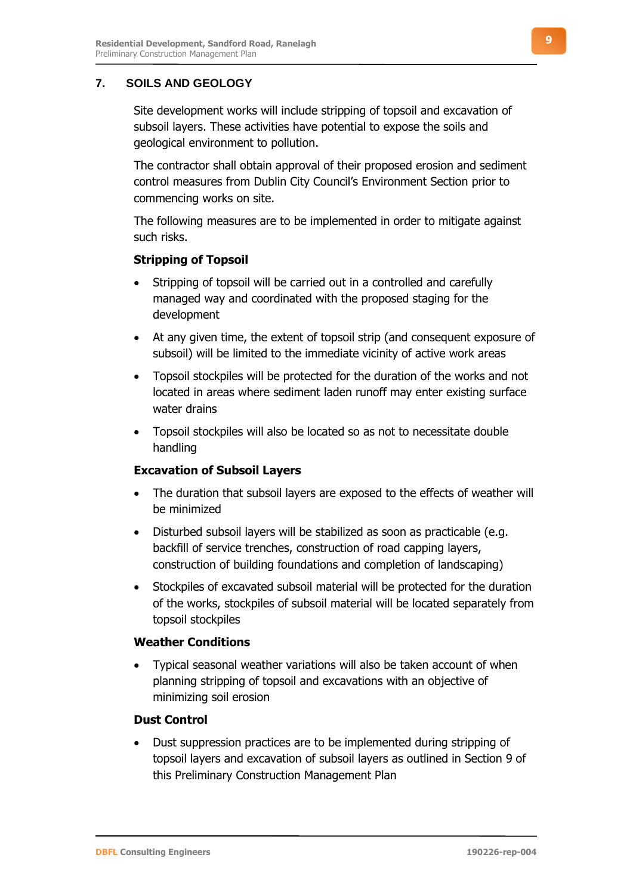## 7. SOILS AND GEOLOGY

Site development works will include stripping of topsoil and excavation of subsoil layers. These activities have potential to expose the soils and geological environment to pollution.

The contractor shall obtain approval of their proposed erosion and sediment control measures from Dublin City Council's Environment Section prior to commencing works on site.

The following measures are to be implemented in order to mitigate against such risks.

**Stripping of Topsoil**

- Stripping of topsoil will be carried out in a controlled and carefully managed way and coordinated with the proposed staging for the development
- At any given time, the extent of topsoil strip (and consequent exposure of subsoil) will be limited to the immediate vicinity of active work areas
- Topsoil stockpiles will be protected for the duration of the works and not located in areas where sediment laden runoff may enter existing surface water drains
- Topsoil stockpiles will also be located so as not to necessitate double handling

**Excavation of Subsoil Layers**

- The duration that subsoil layers are exposed to the effects of weather will be minimized
- Disturbed subsoil layers will be stabilized as soon as practicable (e.g. backfill of service trenches, construction of road capping layers, construction of building foundations and completion of landscaping)
- Stockpiles of excavated subsoil material will be protected for the duration of the works, stockpiles of subsoil material will be located separately from topsoil stockpiles

**Weather Conditions**

- Typical seasonal weather variations will also be taken account of when planning stripping of topsoil and excavations with an objective of minimizing soil erosion

**Dust Control**

- Dust suppression practices are to be implemented during stripping of topsoil layers and excavation of subsoil layers as outlined in Section 9 of this Preliminary Construction Management Plan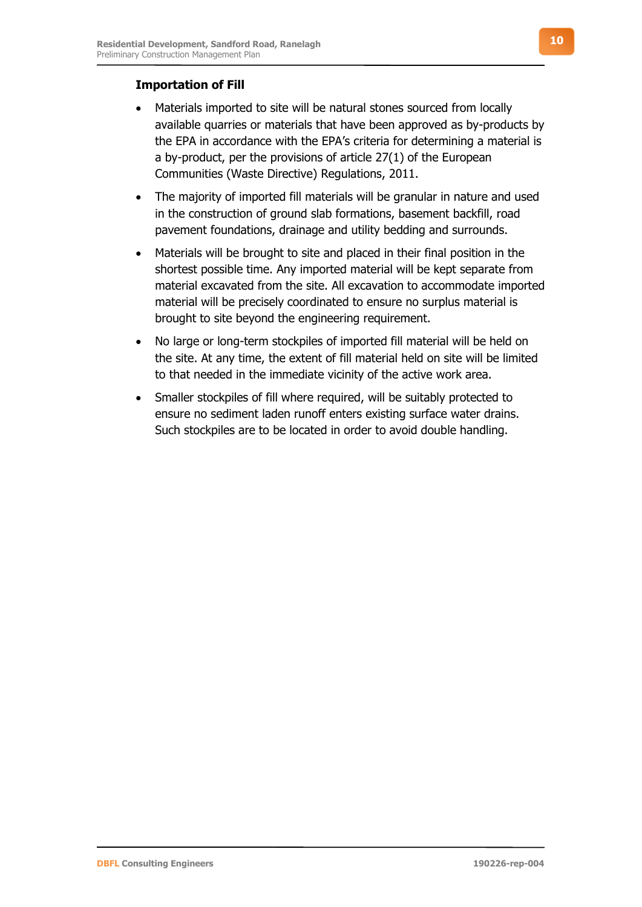**Importation of Fill**

- Materials imported to site will be natural stones sourced from locally available quarries or materials that have been approved as by-products by the EPA in accordance with the EPA's criteria for determining a material is a by-product, per the provisions of article 27(1) of the European Communities (Waste Directive) Regulations, 2011.
- The majority of imported fill materials will be granular in nature and used in the construction of ground slab formations, basement backfill, road pavement foundations, drainage and utility bedding and surrounds.
- Materials will be brought to site and placed in their final position in the shortest possible time. Any imported material will be kept separate from material excavated from the site. All excavation to accommodate imported material will be precisely coordinated to ensure no surplus material is brought to site beyond the engineering requirement.
- No large or long-term stockpiles of imported fill material will be held on the site. At any time, the extent of fill material held on site will be limited to that needed in the immediate vicinity of the active work area.
- Smaller stockpiles of fill where required, will be suitably protected to ensure no sediment laden runoff enters existing surface water drains. Such stockpiles are to be located in order to avoid double handling.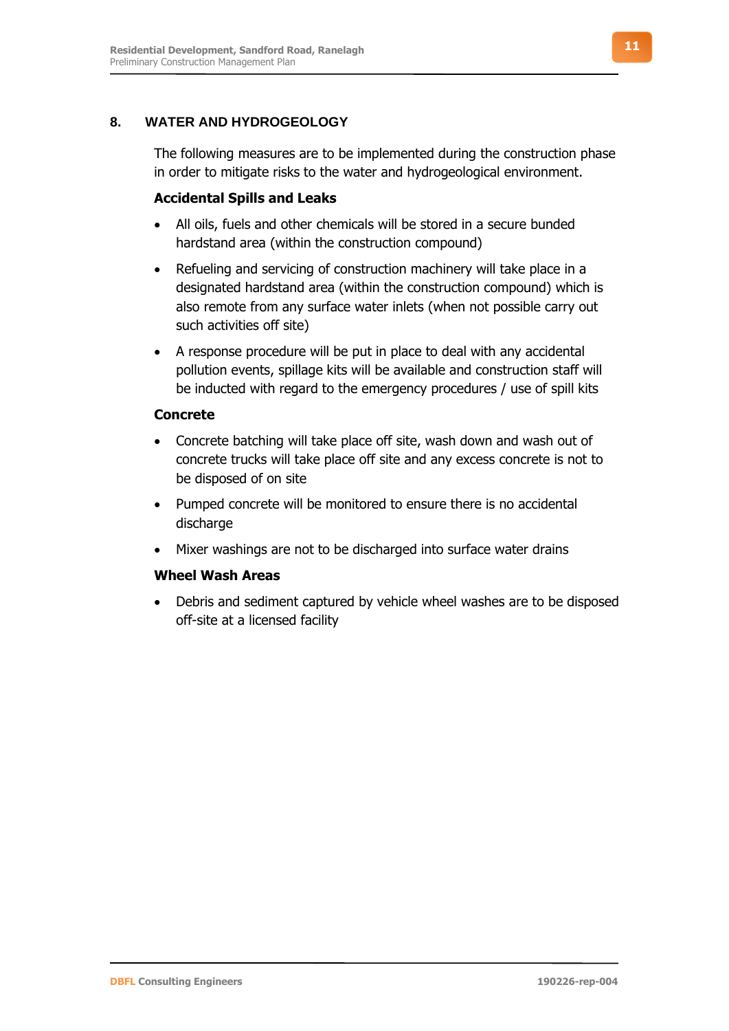## 8. WATER AND HYDROGEOLOGY

The following measures are to be implemented during the construction phase in order to mitigate risks to the water and hydrogeological environment.

**Accidental Spills and Leaks**

- All oils, fuels and other chemicals will be stored in a secure bunded hardstand area (within the construction compound)
- Refueling and servicing of construction machinery will take place in a designated hardstand area (within the construction compound) which is also remote from any surface water inlets (when not possible carry out such activities off site)
- A response procedure will be put in place to deal with any accidental pollution events, spillage kits will be available and construction staff will be inducted with regard to the emergency procedures / use of spill kits

**Concrete**

- Concrete batching will take place off site, wash down and wash out of concrete trucks will take place off site and any excess concrete is not to be disposed of on site
- Pumped concrete will be monitored to ensure there is no accidental discharge
- Mixer washings are not to be discharged into surface water drains

**Wheel Wash Areas**

- Debris and sediment captured by vehicle wheel washes are to be disposed off-site at a licensed facility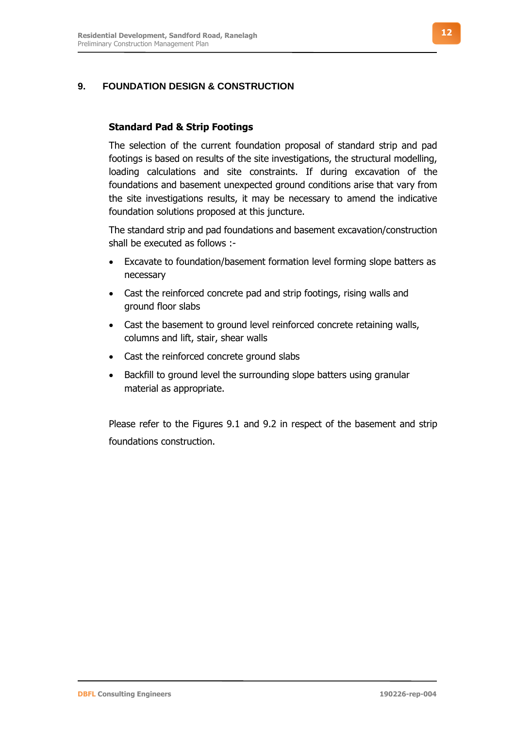## 9. FOUNDATION DESIGN & CONSTRUCTION

### Standard Pad & Strip Footings

The selection of the current foundation proposal of standard strip and pad footings is based on results of the site investigations, the structural modelling, loading calculations and site constraints. If during excavation of the foundations and basement unexpected ground conditions arise that vary from the site investigations results, it may be necessary to amend the indicative foundation solutions proposed at this juncture.

The standard strip and pad foundations and basement excavation/construction shall be executed as follows :-

- Excavate to foundation/basement formation level forming slope batters as necessary
- Cast the reinforced concrete pad and strip footings, rising walls and ground floor slabs
- Cast the basement to ground level reinforced concrete retaining walls, columns and lift, stair, shear walls
- Cast the reinforced concrete ground slabs
- Backfill to ground level the surrounding slope batters using granular material as appropriate.

Please refer to the Figures 9.1 and 9.2 in respect of the basement and strip foundations construction.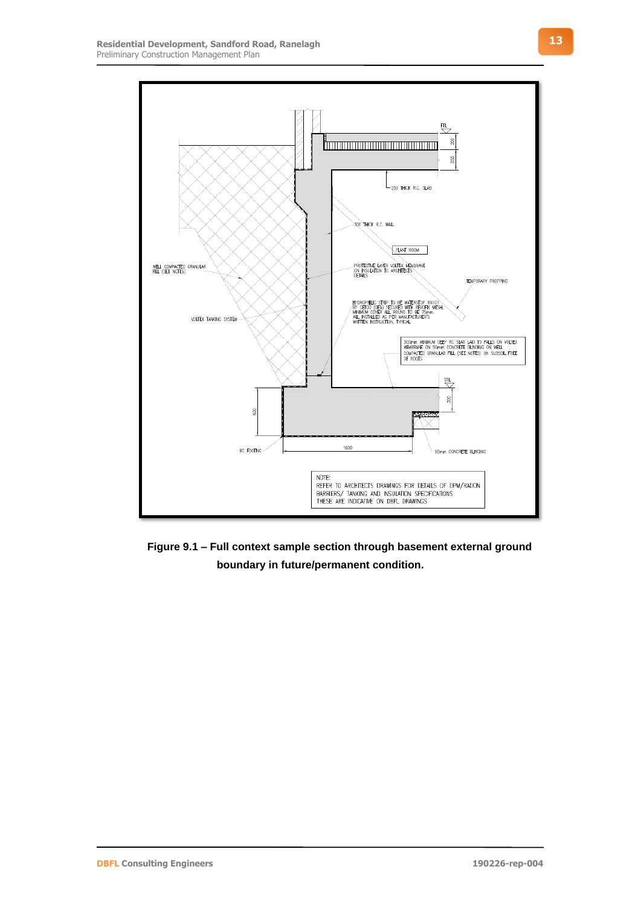FFL

200

250

250 THICK R.C. SLAB

300 THICK R.C. WALL

PLANT ROOM

WELL COMPACTED GRANULAR FILL (SEE NOTES)

PROTECTIVE LAYER VOLTEX MEMBRANE ON INSULATION TO ARCHITECTS DETAILS

TEMPORARY PROPPING

HYDROPHILIC STRIP TO BE WATERSTOP RX101 BY CETCO (OEA) SECURED WITH REVUFIX MESH. MINIMUM COVER ALL ROUND TO BE 75mm. ALL INSTALLED AS PER MANUFACTURER'S WRITTEN INSTRUCTION, TYPICAL.

VOLTEX TANKING SYSTEM

300mm MINIMUM DEEP RC SLAB LAID TO FALLS ON VOLTEX MEMBRANE ON 50mm CONCRETE BLINDING ON WELL COMPACTED GRANULAR FILL (SEE NOTES) ON SUBSOIL FREE OF ROOTS

SSL

300

600

RC FOOTING

1600

50mm CONCRETE BLINDING

NOTE:
REFER TO ARCHITECTS DRAWINGS FOR DETAILS OF DPM/RADON BARRIERS/ TANKING AND INSULATION SPECIFICATIONS
THESE ARE INDICATIVE ON DBFL DRAWINGS

**Figure 9.1 – Full context sample section through basement external ground boundary in future/permanent condition.**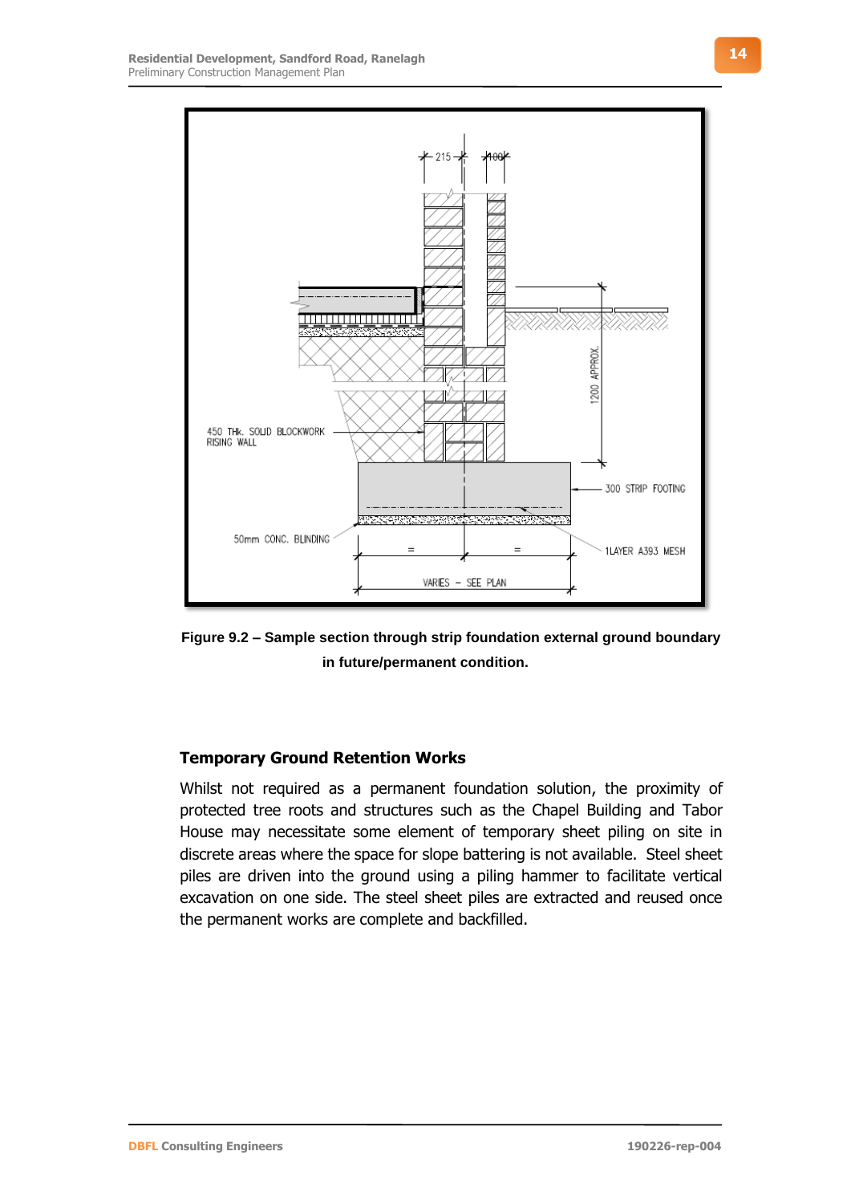**Figure 9.2 – Sample section through strip foundation external ground boundary in future/permanent condition.**

### Temporary Ground Retention Works

Whilst not required as a permanent foundation solution, the proximity of protected tree roots and structures such as the Chapel Building and Tabor House may necessitate some element of temporary sheet piling on site in discrete areas where the space for slope battering is not available. Steel sheet piles are driven into the ground using a piling hammer to facilitate vertical excavation on one side. The steel sheet piles are extracted and reused once the permanent works are complete and backfilled.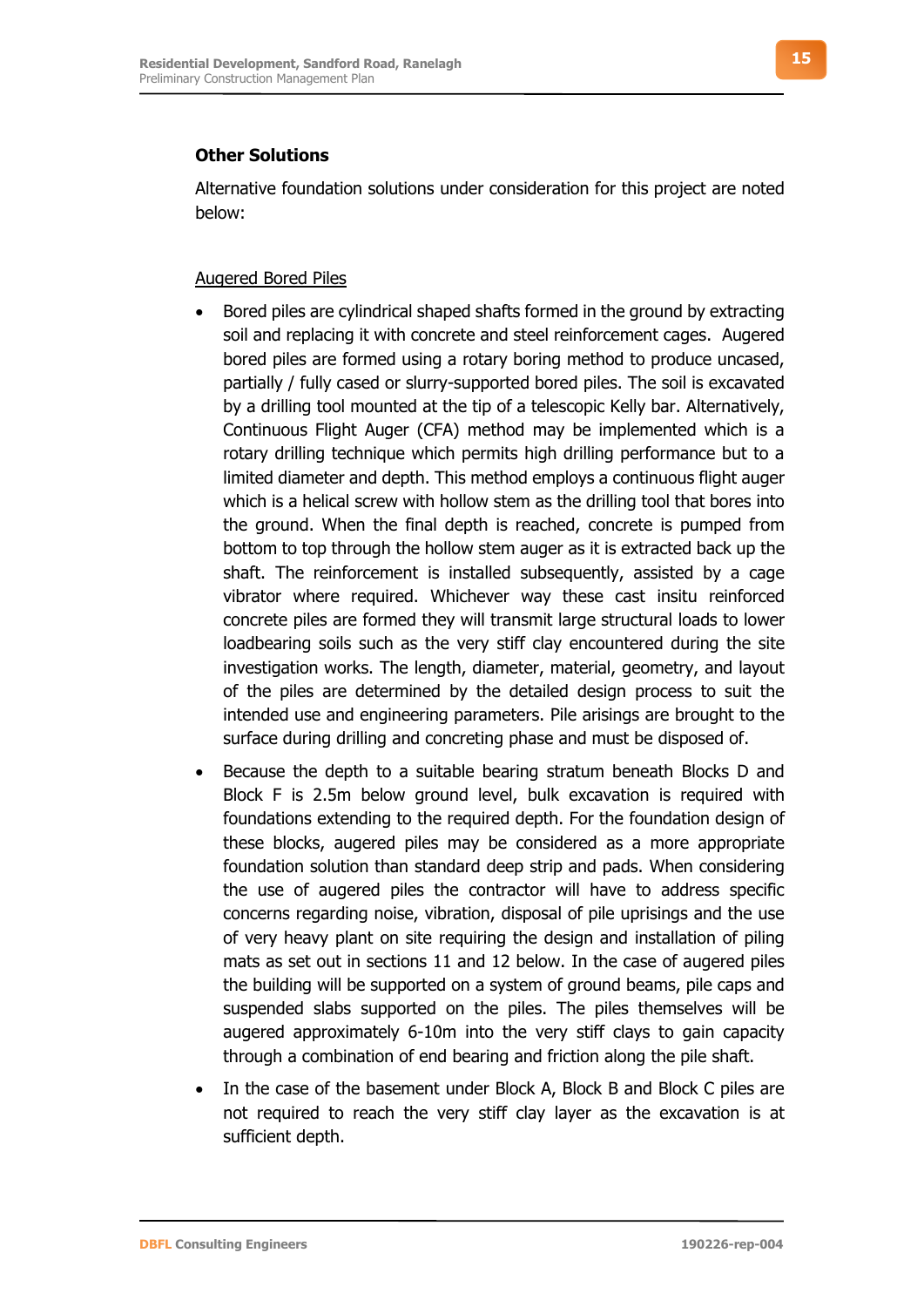### Other Solutions

Alternative foundation solutions under consideration for this project are noted below:

Augered Bored Piles

- Bored piles are cylindrical shaped shafts formed in the ground by extracting soil and replacing it with concrete and steel reinforcement cages. Augered bored piles are formed using a rotary boring method to produce uncased, partially / fully cased or slurry-supported bored piles. The soil is excavated by a drilling tool mounted at the tip of a telescopic Kelly bar. Alternatively, Continuous Flight Auger (CFA) method may be implemented which is a rotary drilling technique which permits high drilling performance but to a limited diameter and depth. This method employs a continuous flight auger which is a helical screw with hollow stem as the drilling tool that bores into the ground. When the final depth is reached, concrete is pumped from bottom to top through the hollow stem auger as it is extracted back up the shaft. The reinforcement is installed subsequently, assisted by a cage vibrator where required. Whichever way these cast insitu reinforced concrete piles are formed they will transmit large structural loads to lower loadbearing soils such as the very stiff clay encountered during the site investigation works. The length, diameter, material, geometry, and layout of the piles are determined by the detailed design process to suit the intended use and engineering parameters. Pile arisings are brought to the surface during drilling and concreting phase and must be disposed of.
- Because the depth to a suitable bearing stratum beneath Blocks D and Block F is 2.5m below ground level, bulk excavation is required with foundations extending to the required depth. For the foundation design of these blocks, augered piles may be considered as a more appropriate foundation solution than standard deep strip and pads. When considering the use of augered piles the contractor will have to address specific concerns regarding noise, vibration, disposal of pile uprisings and the use of very heavy plant on site requiring the design and installation of piling mats as set out in sections 11 and 12 below. In the case of augered piles the building will be supported on a system of ground beams, pile caps and suspended slabs supported on the piles. The piles themselves will be augered approximately 6-10m into the very stiff clays to gain capacity through a combination of end bearing and friction along the pile shaft.
- In the case of the basement under Block A, Block B and Block C piles are not required to reach the very stiff clay layer as the excavation is at sufficient depth.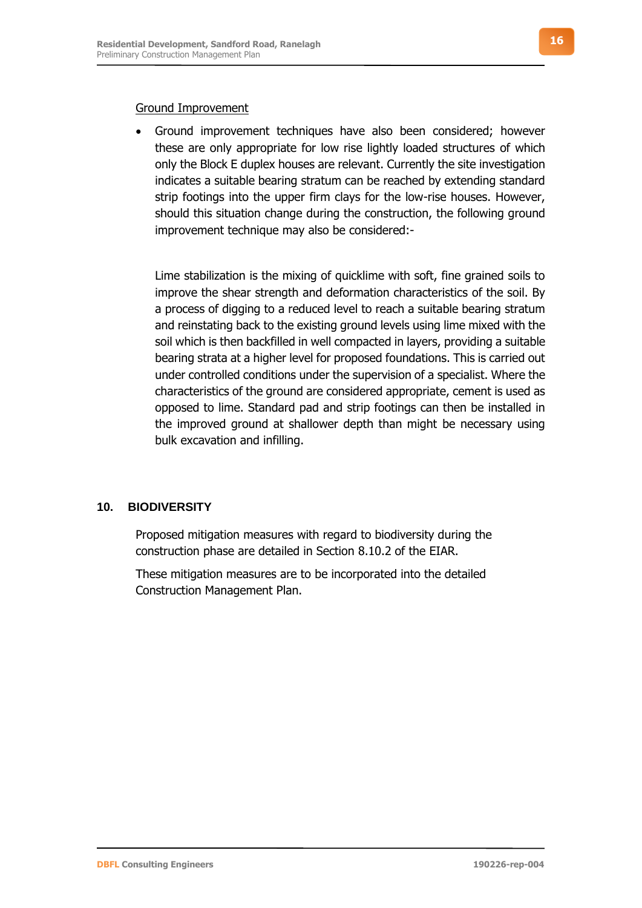Ground Improvement

- Ground improvement techniques have also been considered; however these are only appropriate for low rise lightly loaded structures of which only the Block E duplex houses are relevant. Currently the site investigation indicates a suitable bearing stratum can be reached by extending standard strip footings into the upper firm clays for the low-rise houses. However, should this situation change during the construction, the following ground improvement technique may also be considered:-

  Lime stabilization is the mixing of quicklime with soft, fine grained soils to improve the shear strength and deformation characteristics of the soil. By a process of digging to a reduced level to reach a suitable bearing stratum and reinstating back to the existing ground levels using lime mixed with the soil which is then backfilled in well compacted in layers, providing a suitable bearing strata at a higher level for proposed foundations. This is carried out under controlled conditions under the supervision of a specialist. Where the characteristics of the ground are considered appropriate, cement is used as opposed to lime. Standard pad and strip footings can then be installed in the improved ground at shallower depth than might be necessary using bulk excavation and infilling.

## 10. BIODIVERSITY

Proposed mitigation measures with regard to biodiversity during the construction phase are detailed in Section 8.10.2 of the EIAR.

These mitigation measures are to be incorporated into the detailed Construction Management Plan.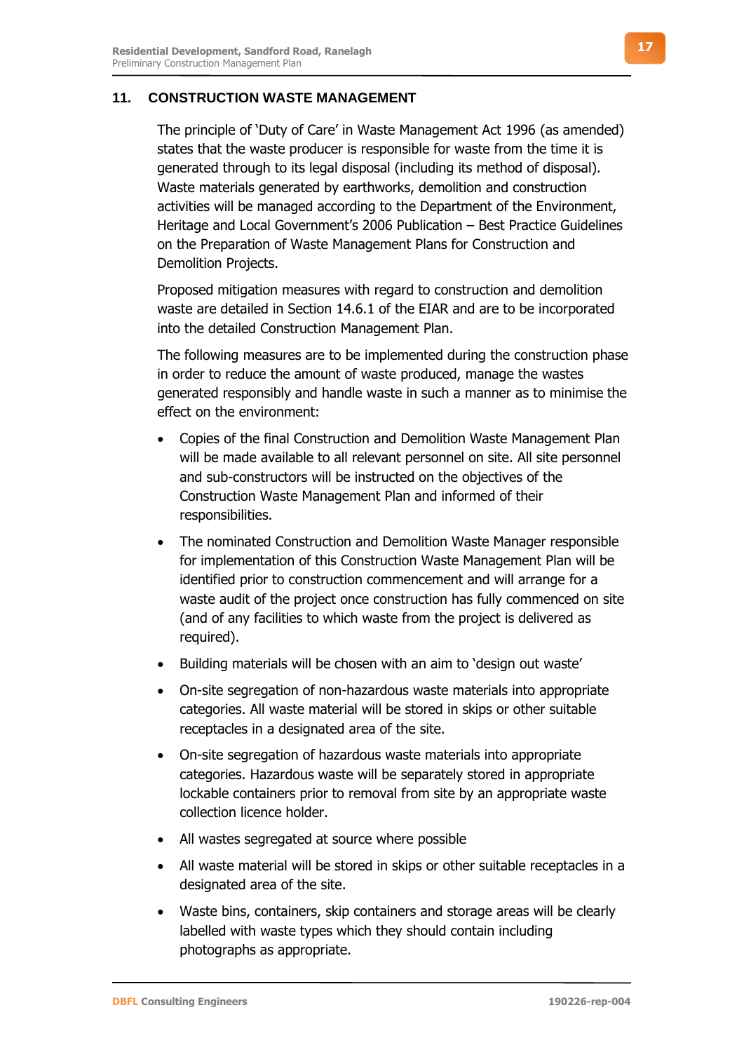## 11. CONSTRUCTION WASTE MANAGEMENT

The principle of 'Duty of Care' in Waste Management Act 1996 (as amended) states that the waste producer is responsible for waste from the time it is generated through to its legal disposal (including its method of disposal). Waste materials generated by earthworks, demolition and construction activities will be managed according to the Department of the Environment, Heritage and Local Government's 2006 Publication – Best Practice Guidelines on the Preparation of Waste Management Plans for Construction and Demolition Projects.

Proposed mitigation measures with regard to construction and demolition waste are detailed in Section 14.6.1 of the EIAR and are to be incorporated into the detailed Construction Management Plan.

The following measures are to be implemented during the construction phase in order to reduce the amount of waste produced, manage the wastes generated responsibly and handle waste in such a manner as to minimise the effect on the environment:

- Copies of the final Construction and Demolition Waste Management Plan will be made available to all relevant personnel on site. All site personnel and sub-constructors will be instructed on the objectives of the Construction Waste Management Plan and informed of their responsibilities.
- The nominated Construction and Demolition Waste Manager responsible for implementation of this Construction Waste Management Plan will be identified prior to construction commencement and will arrange for a waste audit of the project once construction has fully commenced on site (and of any facilities to which waste from the project is delivered as required).
- Building materials will be chosen with an aim to 'design out waste'
- On-site segregation of non-hazardous waste materials into appropriate categories. All waste material will be stored in skips or other suitable receptacles in a designated area of the site.
- On-site segregation of hazardous waste materials into appropriate categories. Hazardous waste will be separately stored in appropriate lockable containers prior to removal from site by an appropriate waste collection licence holder.
- All wastes segregated at source where possible
- All waste material will be stored in skips or other suitable receptacles in a designated area of the site.
- Waste bins, containers, skip containers and storage areas will be clearly labelled with waste types which they should contain including photographs as appropriate.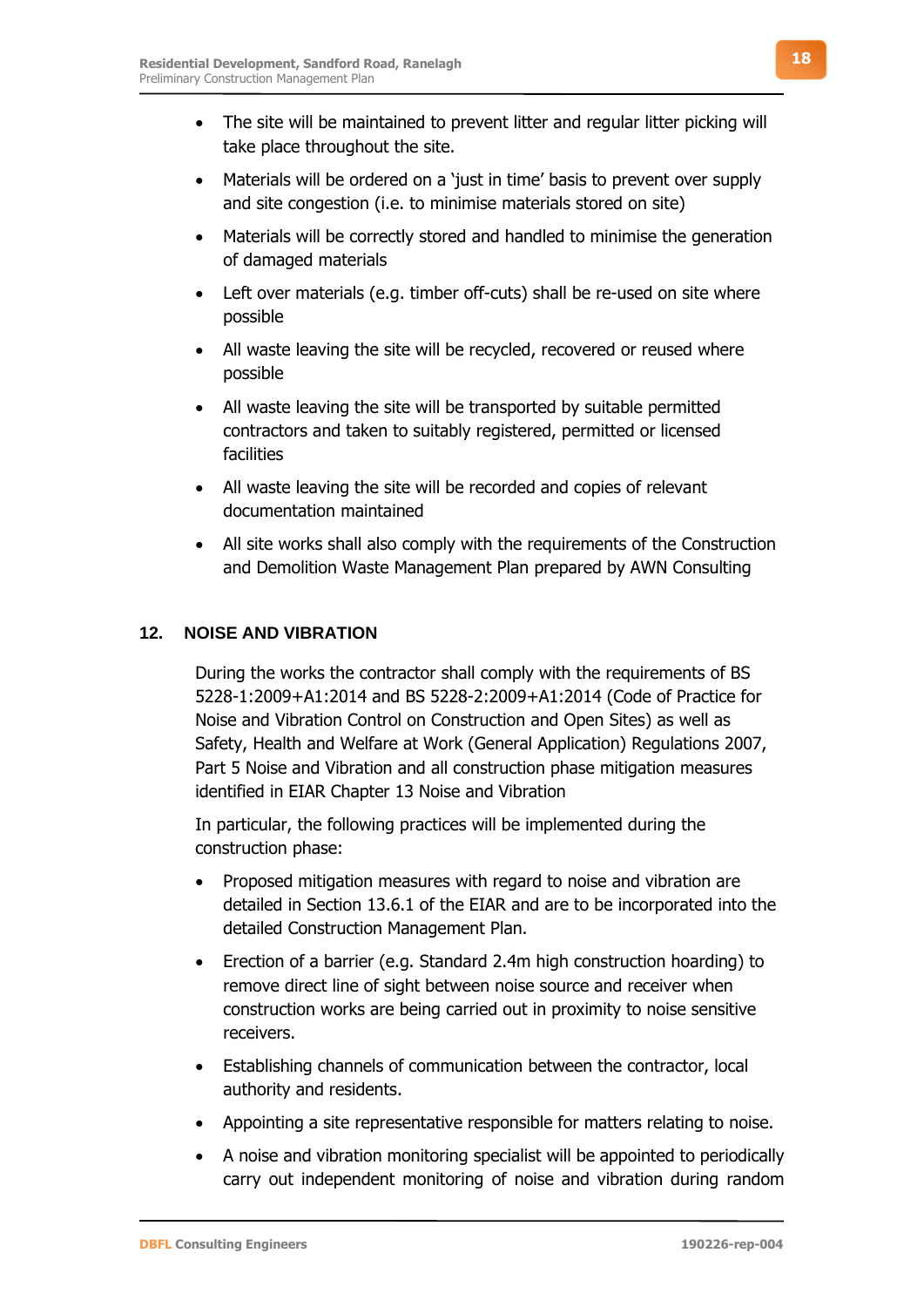- The site will be maintained to prevent litter and regular litter picking will take place throughout the site.
- Materials will be ordered on a 'just in time' basis to prevent over supply and site congestion (i.e. to minimise materials stored on site)
- Materials will be correctly stored and handled to minimise the generation of damaged materials
- Left over materials (e.g. timber off-cuts) shall be re-used on site where possible
- All waste leaving the site will be recycled, recovered or reused where possible
- All waste leaving the site will be transported by suitable permitted contractors and taken to suitably registered, permitted or licensed facilities
- All waste leaving the site will be recorded and copies of relevant documentation maintained
- All site works shall also comply with the requirements of the Construction and Demolition Waste Management Plan prepared by AWN Consulting

## 12. NOISE AND VIBRATION

During the works the contractor shall comply with the requirements of BS 5228-1:2009+A1:2014 and BS 5228-2:2009+A1:2014 (Code of Practice for Noise and Vibration Control on Construction and Open Sites) as well as Safety, Health and Welfare at Work (General Application) Regulations 2007, Part 5 Noise and Vibration and all construction phase mitigation measures identified in EIAR Chapter 13 Noise and Vibration

In particular, the following practices will be implemented during the construction phase:

- Proposed mitigation measures with regard to noise and vibration are detailed in Section 13.6.1 of the EIAR and are to be incorporated into the detailed Construction Management Plan.
- Erection of a barrier (e.g. Standard 2.4m high construction hoarding) to remove direct line of sight between noise source and receiver when construction works are being carried out in proximity to noise sensitive receivers.
- Establishing channels of communication between the contractor, local authority and residents.
- Appointing a site representative responsible for matters relating to noise.
- A noise and vibration monitoring specialist will be appointed to periodically carry out independent monitoring of noise and vibration during random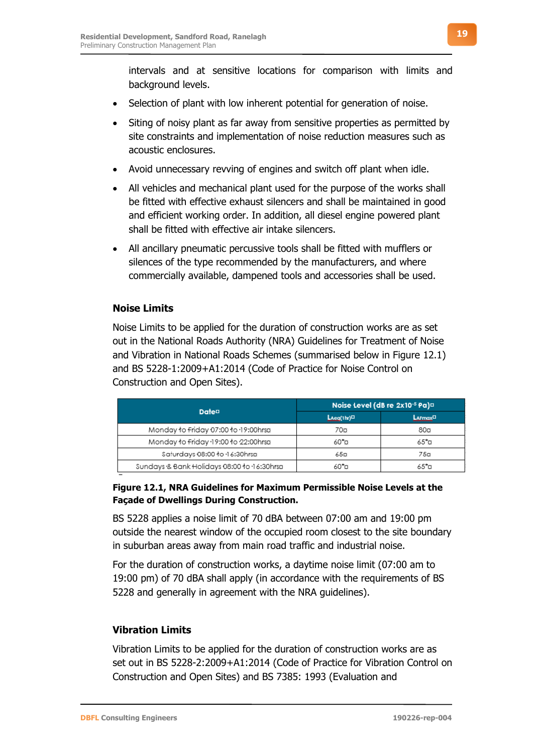intervals and at sensitive locations for comparison with limits and background levels.

- Selection of plant with low inherent potential for generation of noise.
- Siting of noisy plant as far away from sensitive properties as permitted by site constraints and implementation of noise reduction measures such as acoustic enclosures.
- Avoid unnecessary revving of engines and switch off plant when idle.
- All vehicles and mechanical plant used for the purpose of the works shall be fitted with effective exhaust silencers and shall be maintained in good and efficient working order. In addition, all diesel engine powered plant shall be fitted with effective air intake silencers.
- All ancillary pneumatic percussive tools shall be fitted with mufflers or silences of the type recommended by the manufacturers, and where commercially available, dampened tools and accessories shall be used.

### Noise Limits

Noise Limits to be applied for the duration of construction works are as set out in the National Roads Authority (NRA) Guidelines for Treatment of Noise and Vibration in National Roads Schemes (summarised below in Figure 12.1) and BS 5228-1:2009+A1:2014 (Code of Practice for Noise Control on Construction and Open Sites).

| Date | Noise Level (dB re $2x10^{-5}$ Pa) | |
|---|---|---|
| | $L_{Aeq(1hr)}$ | $L_{AFmax}$ |
| Monday to Friday 07:00 to 19:00hrs | 70 | 80 |
| Monday to Friday 19:00 to 22:00hrs | 60* | 65* |
| Saturdays 08:00 to 16:30hrs | 65 | 75 |
| Sundays & Bank Holidays 08:00 to 16:30hrs | 60* | 65* |

**Figure 12.1, NRA Guidelines for Maximum Permissible Noise Levels at the Façade of Dwellings During Construction.**

BS 5228 applies a noise limit of 70 dBA between 07:00 am and 19:00 pm outside the nearest window of the occupied room closest to the site boundary in suburban areas away from main road traffic and industrial noise.

For the duration of construction works, a daytime noise limit (07:00 am to 19:00 pm) of 70 dBA shall apply (in accordance with the requirements of BS 5228 and generally in agreement with the NRA guidelines).

### Vibration Limits

Vibration Limits to be applied for the duration of construction works are as set out in BS 5228-2:2009+A1:2014 (Code of Practice for Vibration Control on Construction and Open Sites) and BS 7385: 1993 (Evaluation and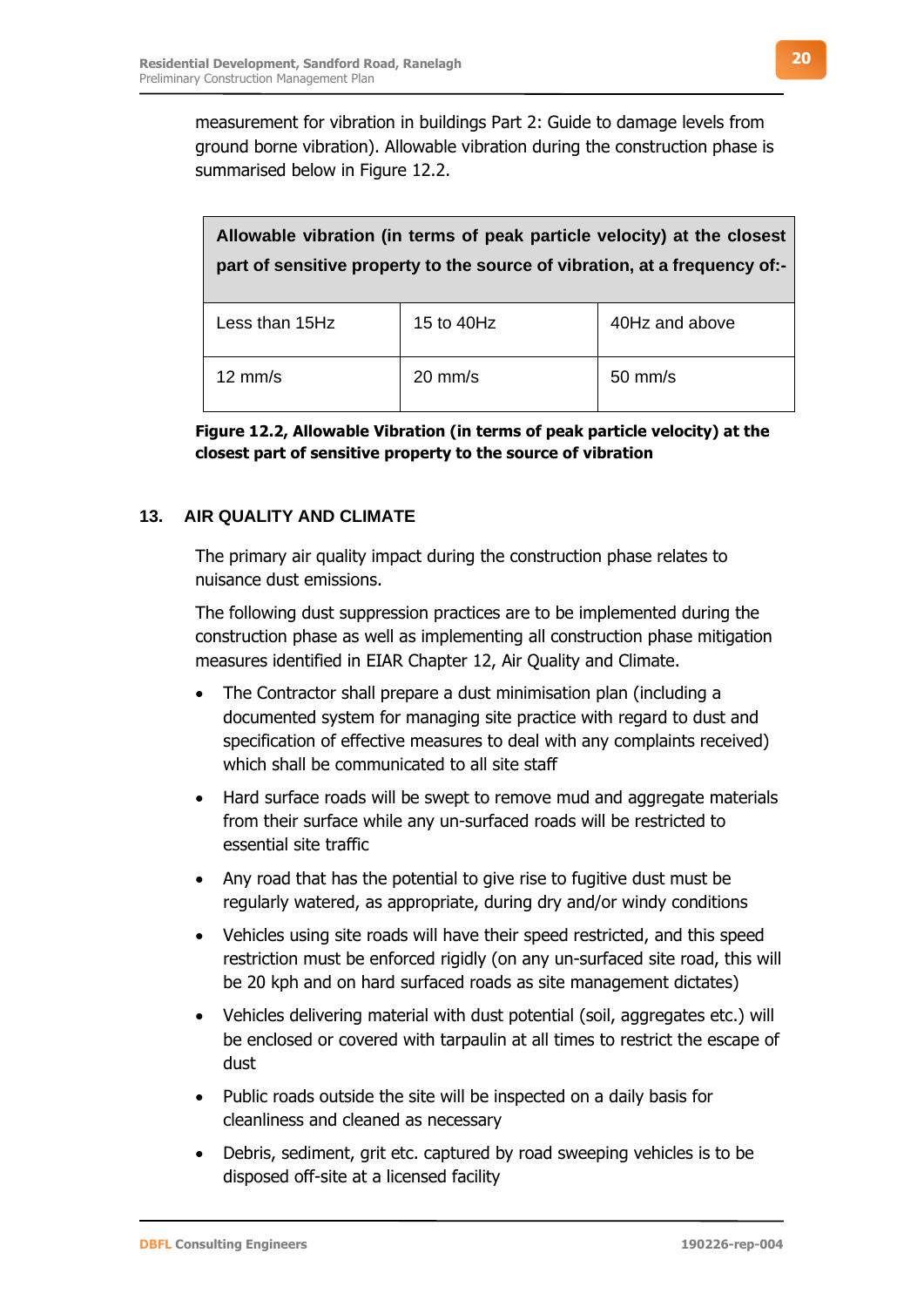measurement for vibration in buildings Part 2: Guide to damage levels from ground borne vibration). Allowable vibration during the construction phase is summarised below in Figure 12.2.

| **Allowable vibration (in terms of peak particle velocity) at the closest part of sensitive property to the source of vibration, at a frequency of:-** | | |
|---|---|---|
| Less than 15Hz | 15 to 40Hz | 40Hz and above |
| 12 mm/s | 20 mm/s | 50 mm/s |

**Figure 12.2, Allowable Vibration (in terms of peak particle velocity) at the closest part of sensitive property to the source of vibration**

## 13. AIR QUALITY AND CLIMATE

The primary air quality impact during the construction phase relates to nuisance dust emissions.

The following dust suppression practices are to be implemented during the construction phase as well as implementing all construction phase mitigation measures identified in EIAR Chapter 12, Air Quality and Climate.

- The Contractor shall prepare a dust minimisation plan (including a documented system for managing site practice with regard to dust and specification of effective measures to deal with any complaints received) which shall be communicated to all site staff
- Hard surface roads will be swept to remove mud and aggregate materials from their surface while any un-surfaced roads will be restricted to essential site traffic
- Any road that has the potential to give rise to fugitive dust must be regularly watered, as appropriate, during dry and/or windy conditions
- Vehicles using site roads will have their speed restricted, and this speed restriction must be enforced rigidly (on any un-surfaced site road, this will be 20 kph and on hard surfaced roads as site management dictates)
- Vehicles delivering material with dust potential (soil, aggregates etc.) will be enclosed or covered with tarpaulin at all times to restrict the escape of dust
- Public roads outside the site will be inspected on a daily basis for cleanliness and cleaned as necessary
- Debris, sediment, grit etc. captured by road sweeping vehicles is to be disposed off-site at a licensed facility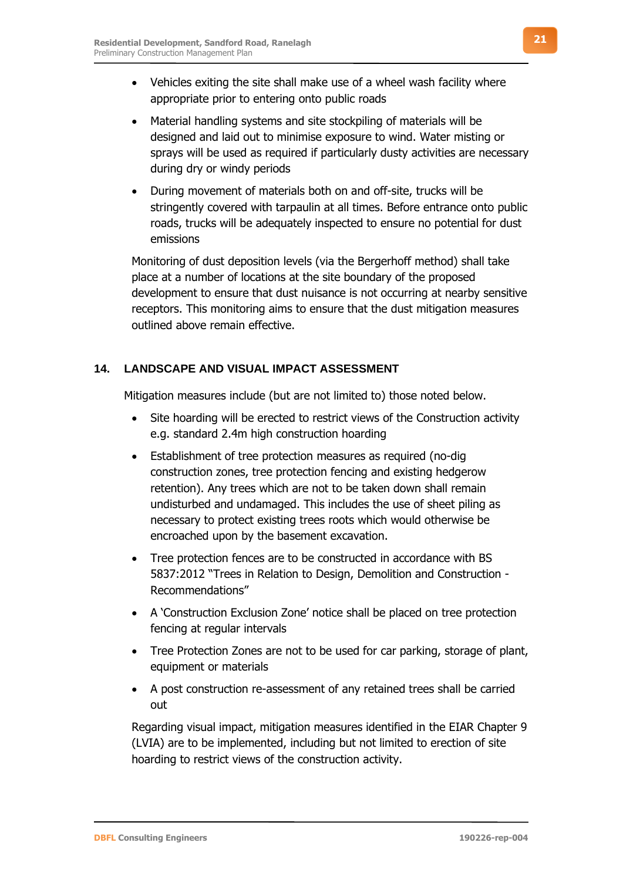- Vehicles exiting the site shall make use of a wheel wash facility where appropriate prior to entering onto public roads
- Material handling systems and site stockpiling of materials will be designed and laid out to minimise exposure to wind. Water misting or sprays will be used as required if particularly dusty activities are necessary during dry or windy periods
- During movement of materials both on and off-site, trucks will be stringently covered with tarpaulin at all times. Before entrance onto public roads, trucks will be adequately inspected to ensure no potential for dust emissions

Monitoring of dust deposition levels (via the Bergerhoff method) shall take place at a number of locations at the site boundary of the proposed development to ensure that dust nuisance is not occurring at nearby sensitive receptors. This monitoring aims to ensure that the dust mitigation measures outlined above remain effective.

## 14. LANDSCAPE AND VISUAL IMPACT ASSESSMENT

Mitigation measures include (but are not limited to) those noted below.

- Site hoarding will be erected to restrict views of the Construction activity e.g. standard 2.4m high construction hoarding
- Establishment of tree protection measures as required (no-dig construction zones, tree protection fencing and existing hedgerow retention). Any trees which are not to be taken down shall remain undisturbed and undamaged. This includes the use of sheet piling as necessary to protect existing trees roots which would otherwise be encroached upon by the basement excavation.
- Tree protection fences are to be constructed in accordance with BS 5837:2012 "Trees in Relation to Design, Demolition and Construction - Recommendations"
- A 'Construction Exclusion Zone' notice shall be placed on tree protection fencing at regular intervals
- Tree Protection Zones are not to be used for car parking, storage of plant, equipment or materials
- A post construction re-assessment of any retained trees shall be carried out

Regarding visual impact, mitigation measures identified in the EIAR Chapter 9 (LVIA) are to be implemented, including but not limited to erection of site hoarding to restrict views of the construction activity.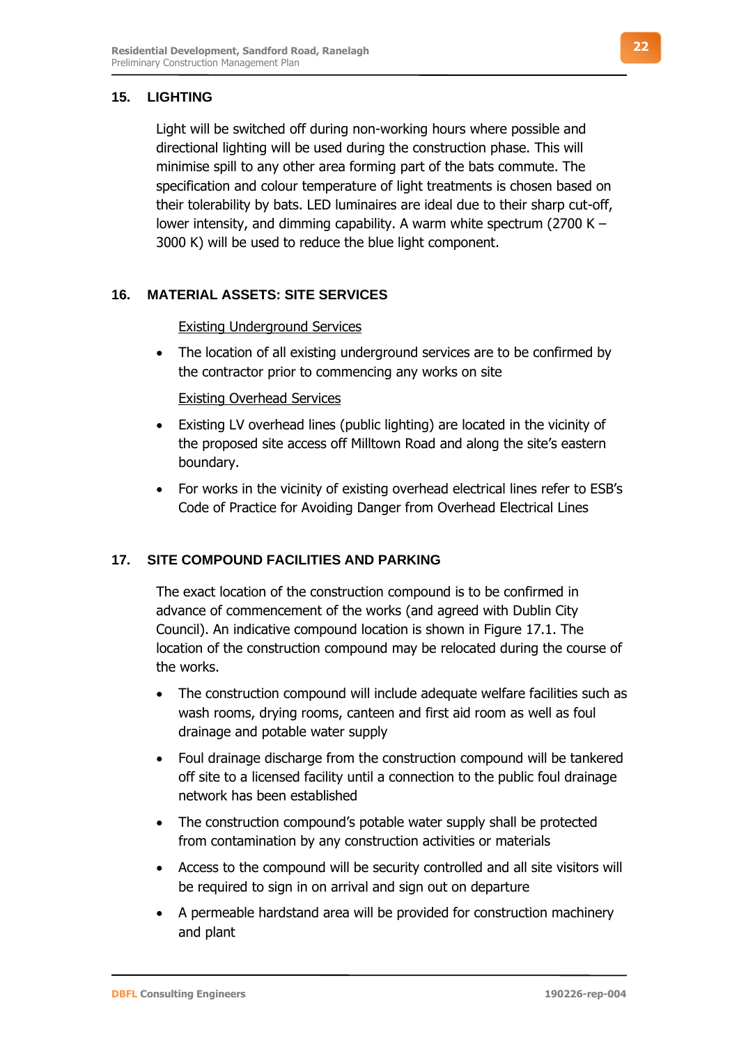## 15. LIGHTING

Light will be switched off during non-working hours where possible and directional lighting will be used during the construction phase. This will minimise spill to any other area forming part of the bats commute. The specification and colour temperature of light treatments is chosen based on their tolerability by bats. LED luminaires are ideal due to their sharp cut-off, lower intensity, and dimming capability. A warm white spectrum (2700 K – 3000 K) will be used to reduce the blue light component.

## 16. MATERIAL ASSETS: SITE SERVICES

<u>Existing Underground Services</u>

- The location of all existing underground services are to be confirmed by the contractor prior to commencing any works on site

<u>Existing Overhead Services</u>

- Existing LV overhead lines (public lighting) are located in the vicinity of the proposed site access off Milltown Road and along the site's eastern boundary.
- For works in the vicinity of existing overhead electrical lines refer to ESB's Code of Practice for Avoiding Danger from Overhead Electrical Lines

## 17. SITE COMPOUND FACILITIES AND PARKING

The exact location of the construction compound is to be confirmed in advance of commencement of the works (and agreed with Dublin City Council). An indicative compound location is shown in Figure 17.1. The location of the construction compound may be relocated during the course of the works.

- The construction compound will include adequate welfare facilities such as wash rooms, drying rooms, canteen and first aid room as well as foul drainage and potable water supply
- Foul drainage discharge from the construction compound will be tankered off site to a licensed facility until a connection to the public foul drainage network has been established
- The construction compound's potable water supply shall be protected from contamination by any construction activities or materials
- Access to the compound will be security controlled and all site visitors will be required to sign in on arrival and sign out on departure
- A permeable hardstand area will be provided for construction machinery and plant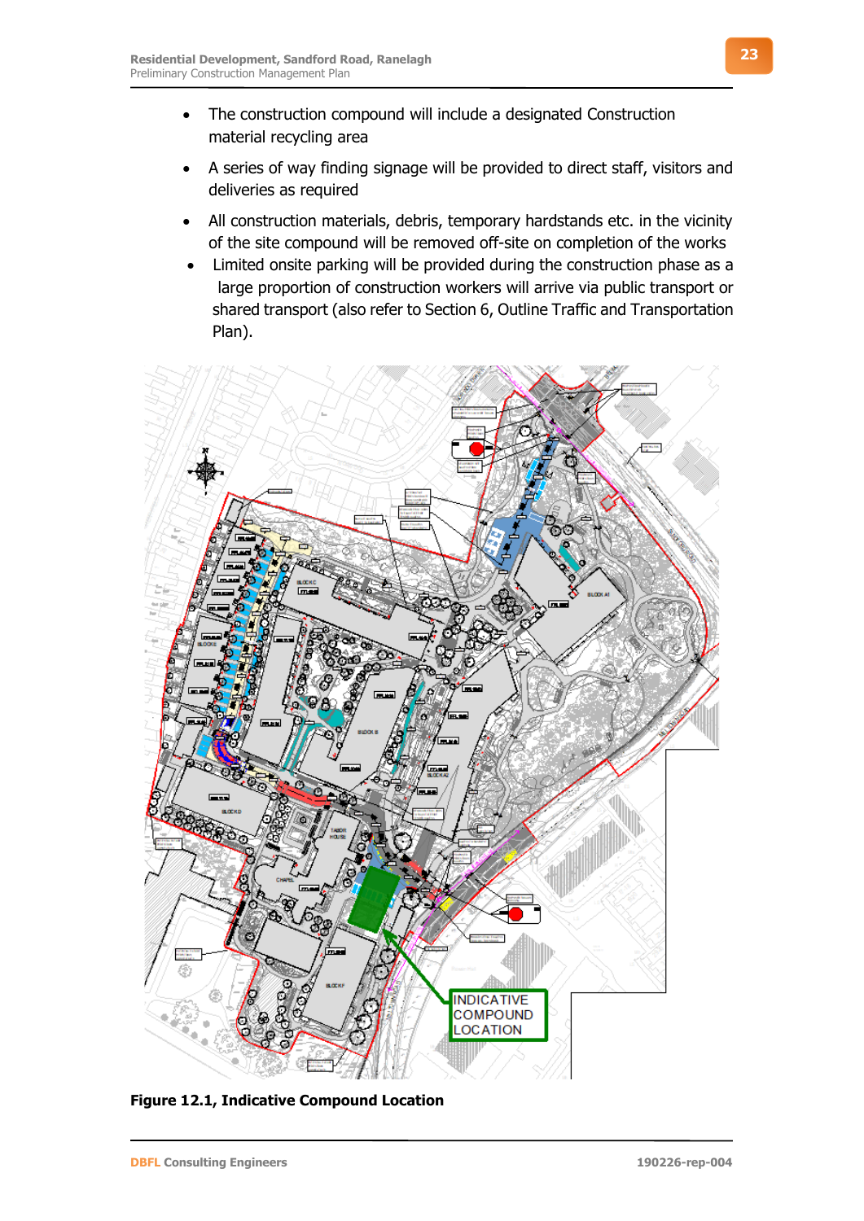- The construction compound will include a designated Construction material recycling area
- A series of way finding signage will be provided to direct staff, visitors and deliveries as required
- All construction materials, debris, temporary hardstands etc. in the vicinity of the site compound will be removed off-site on completion of the works
- Limited onsite parking will be provided during the construction phase as a large proportion of construction workers will arrive via public transport or shared transport (also refer to Section 6, Outline Traffic and Transportation Plan).

INDICATIVE COMPOUND LOCATION

**Figure 12.1, Indicative Compound Location**